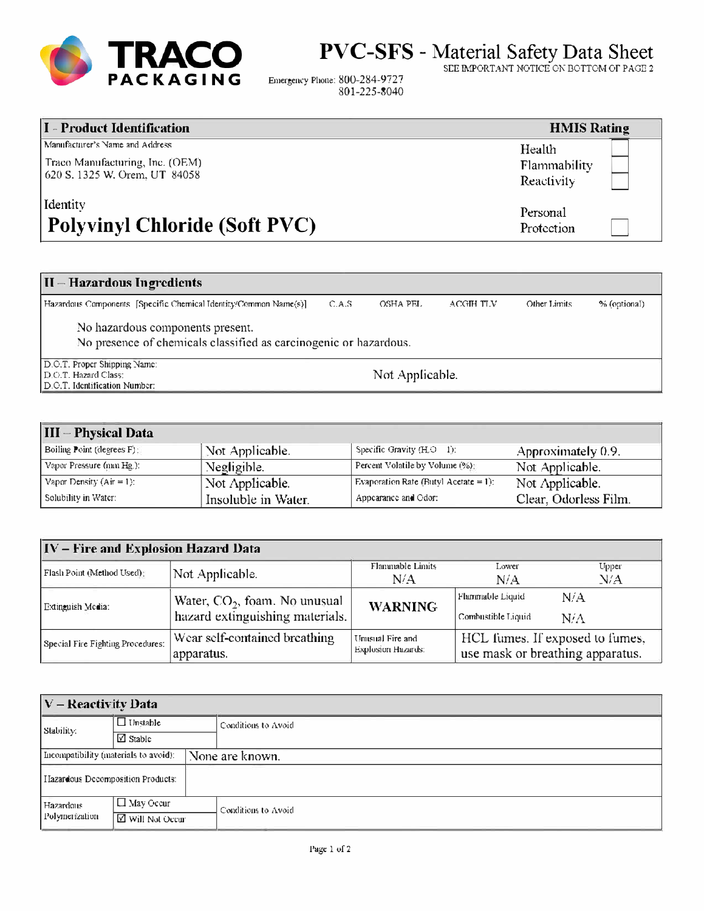**TRACO PACKAGING**

# PVC-SFS - Material Safety Data Sheet

SEE IMPORTANT NOTICE ON BOTTOM OF PAGE 2

Emergency Phone: 800-284-9727
801-225-8040

## I – Product Identification

| Manufacturer's Name and Address | HMIS Rating | |
|---|---|---|
| Traco Manufacturing, Inc. (OEM) 620 S. 1325 W. Orem, UT 84058 | Health | |
| | Flammability | |
| | Reactivity | |
| Identity: **Polyvinyl Chloride (Soft PVC)** | Personal Protection | |

## II – Hazardous Ingredients

| Hazardous Components [Specific Chemical Identity/Common Name(s)] | C.A.S | OSHA PEL | ACGIH TLV | Other Limits | % (optional) |
|---|---|---|---|---|---|
| No hazardous components present. No presence of chemicals classified as carcinogenic or hazardous. | | | | | |

| D.O.T. Proper Shipping Name: D.O.T. Hazard Class: D.O.T. Identification Number: | Not Applicable. |
|---|---|

## III – Physical Data

| | | | |
|---|---|---|---|
| Boiling Point (degrees F): | Not Applicable. | Specific Gravity ($H_2O$ = 1): | Approximately 0.9. |
| Vapor Pressure (mm Hg.): | Negligible. | Percent Volatile by Volume (%): | Not Applicable. |
| Vapor Density (Air = 1): | Not Applicable. | Evaporation Rate (Butyl Acetate = 1): | Not Applicable. |
| Solubility in Water: | Insoluble in Water. | Appearance and Odor: | Clear, Odorless Film. |

## IV – Fire and Explosion Hazard Data

| | | | | |
|---|---|---|---|---|
| Flash Point (Method Used): | Not Applicable. | Flammable Limits N/A | Lower N/A | Upper N/A |
| Extinguish Media: | Water, $CO_2$, foam. No unusual hazard extinguishing materials. | WARNING | Flammable Liquid N/A | Combustible Liquid N/A |
| Special Fire Fighting Procedures: | Wear self-contained breathing apparatus. | Unusual Fire and Explosion Hazards: | HCL fumes. If exposed to fumes, use mask or breathing apparatus. | |

## V – Reactivity Data

| | | |
|---|---|---|
| Stability: | ☐ Unstable ☑ Stable | Conditions to Avoid |
| Incompatibility (materials to avoid): | None are known. | |
| Hazardous Decomposition Products: | | |
| Hazardous Polymerization | ☐ May Occur ☑ Will Not Occur | Conditions to Avoid |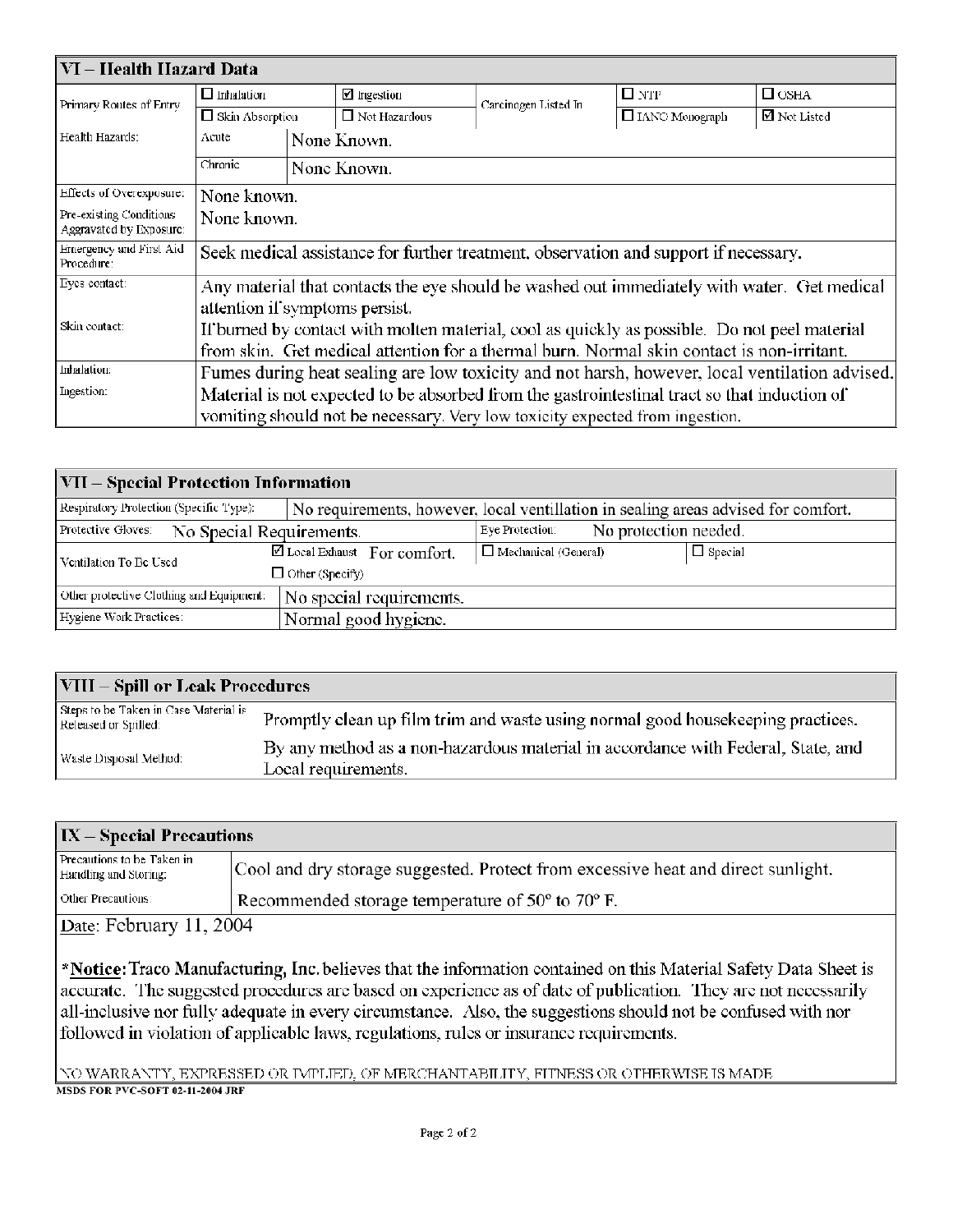## VI – Health Hazard Data

| | | | | | |
|---|---|---|---|---|---|
| Primary Routes of Entry | ☐ Inhalation | ☑ Ingestion | Carcinogen Listed In | ☐ NTP | ☐ OSHA |
| | ☐ Skin Absorption | ☐ Not Hazardous | | ☐ IARC Monograph | ☑ Not Listed |
| Health Hazards: | Acute | None Known. | | | |
| | Chronic | None Known. | | | |

| | |
|---|---|
| Effects of Overexposure: | None known. |
| Pre-existing Conditions Aggravated by Exposure: | None known. |
| Emergency and First Aid Procedure: | Seek medical assistance for further treatment, observation and support if necessary. |
| Eyes contact: | Any material that contacts the eye should be washed out immediately with water. Get medical attention if symptoms persist. |
| Skin contact: | If burned by contact with molten material, cool as quickly as possible. Do not peel material from skin. Get medical attention for a thermal burn. Normal skin contact is non-irritant. |
| Inhalation: | Fumes during heat sealing are low toxicity and not harsh, however, local ventilation advised. |
| Ingestion: | Material is not expected to be absorbed from the gastrointestinal tract so that induction of vomiting should not be necessary. Very low toxicity expected from ingestion. |

## VII – Special Protection Information

| | | | |
|---|---|---|---|
| Respiratory Protection (Specific Type): | No requirements, however, local ventillation in sealing areas advised for comfort. | | |
| Protective Gloves: No Special Requirements. | | Eye Protection: No protection needed. | |
| Ventilation To Be Used | ☑ Local Exhaust For comfort. ☐ Other (Specify) | ☐ Mechanical (General) | ☐ Special |
| Other protective Clothing and Equipment: | No special requirements. | | |
| Hygiene Work Practices: | Normal good hygiene. | | |

## VIII – Spill or Leak Procedures

| | |
|---|---|
| Steps to be Taken in Case Material is Released or Spilled: | Promptly clean up film trim and waste using normal good housekeeping practices. |
| Waste Disposal Method: | By any method as a non-hazardous material in accordance with Federal, State, and Local requirements. |

## IX – Special Precautions

| | |
|---|---|
| Precautions to be Taken in Handling and Storing: | Cool and dry storage suggested. Protect from excessive heat and direct sunlight. |
| Other Precautions: | Recommended storage temperature of 50° to 70° F. |

Date: February 11, 2004

*__Notice:__ **Traco Manufacturing, Inc.** believes that the information contained on this Material Safety Data Sheet is accurate. The suggested procedures are based on experience as of date of publication. They are not necessarily all-inclusive nor fully adequate in every circumstance. Also, the suggestions should not be confused with nor followed in violation of applicable laws, regulations, rules or insurance requirements.

NO WARRANTY, EXPRESSED OR IMPLIED, OF MERCHANTABILITY, FITNESS OR OTHERWISE IS MADE

**MSDS FOR PVC-SOFT 02-11-2004 JRF**